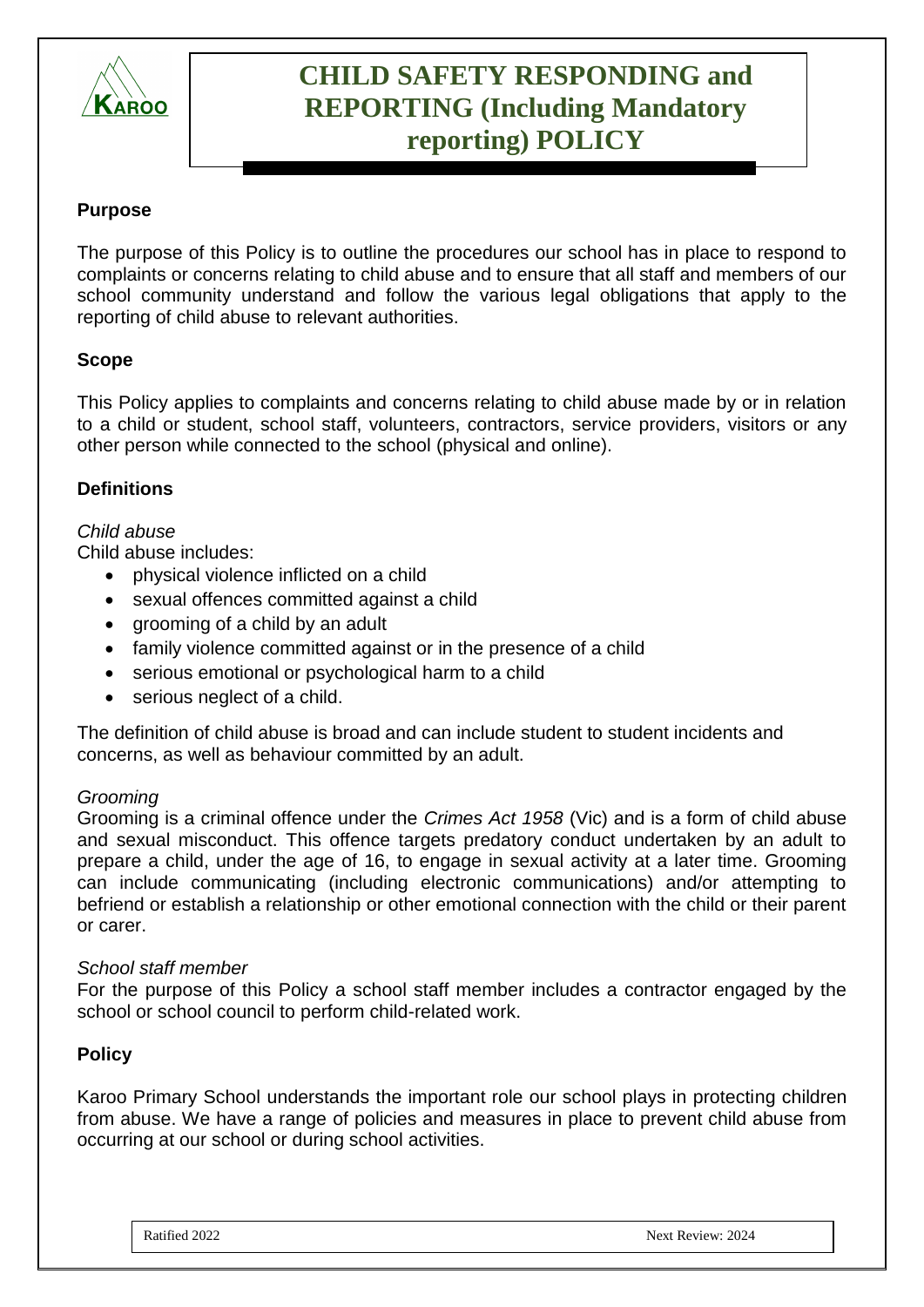# CHILD SAFETY RESPONDING and REPORTING (Including Mandatory reporting) POLICY

## Purpose

The purpose of this Policy is to outline the procedures our school has in place to respond to complaints or concerns relating to child abuse and to ensure that all staff and members of our school community understand and follow the various legal obligations that apply to the reporting of child abuse to relevant authorities.

## Scope

This Policy applies to complaints and concerns relating to child abuse made by or in relation to a child or student, school staff, volunteers, contractors, service providers, visitors or any other person while connected to the school (physical and online).

## Definitions

*Child abuse*

Child abuse includes:

- physical violence inflicted on a child
- sexual offences committed against a child
- grooming of a child by an adult
- family violence committed against or in the presence of a child
- serious emotional or psychological harm to a child
- serious neglect of a child.

The definition of child abuse is broad and can include student to student incidents and concerns, as well as behaviour committed by an adult.

*Grooming*

Grooming is a criminal offence under the *Crimes Act 1958* (Vic) and is a form of child abuse and sexual misconduct. This offence targets predatory conduct undertaken by an adult to prepare a child, under the age of 16, to engage in sexual activity at a later time. Grooming can include communicating (including electronic communications) and/or attempting to befriend or establish a relationship or other emotional connection with the child or their parent or carer.

*School staff member*

For the purpose of this Policy a school staff member includes a contractor engaged by the school or school council to perform child-related work.

## Policy

Karoo Primary School understands the important role our school plays in protecting children from abuse. We have a range of policies and measures in place to prevent child abuse from occurring at our school or during school activities.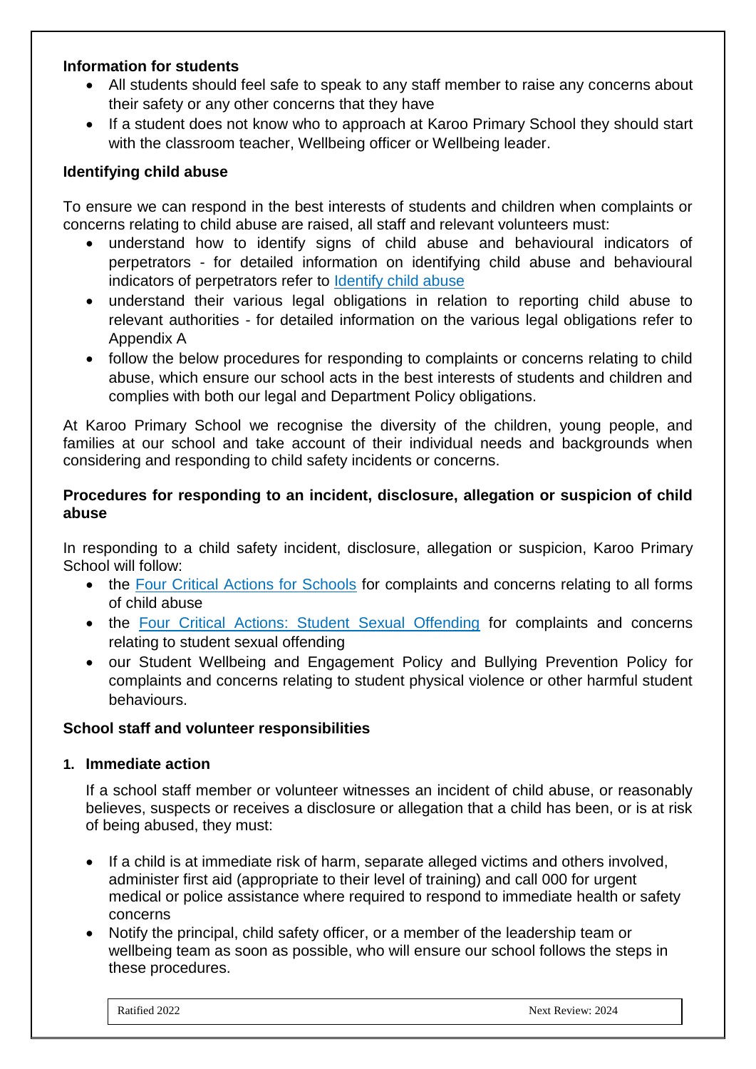**Information for students**

- All students should feel safe to speak to any staff member to raise any concerns about their safety or any other concerns that they have
- If a student does not know who to approach at Karoo Primary School they should start with the classroom teacher, Wellbeing officer or Wellbeing leader.

**Identifying child abuse**

To ensure we can respond in the best interests of students and children when complaints or concerns relating to child abuse are raised, all staff and relevant volunteers must:

- understand how to identify signs of child abuse and behavioural indicators of perpetrators - for detailed information on identifying child abuse and behavioural indicators of perpetrators refer to [Identify child abuse]
- understand their various legal obligations in relation to reporting child abuse to relevant authorities - for detailed information on the various legal obligations refer to Appendix A
- follow the below procedures for responding to complaints or concerns relating to child abuse, which ensure our school acts in the best interests of students and children and complies with both our legal and Department Policy obligations.

At Karoo Primary School we recognise the diversity of the children, young people, and families at our school and take account of their individual needs and backgrounds when considering and responding to child safety incidents or concerns.

**Procedures for responding to an incident, disclosure, allegation or suspicion of child abuse**

In responding to a child safety incident, disclosure, allegation or suspicion, Karoo Primary School will follow:

- the [Four Critical Actions for Schools] for complaints and concerns relating to all forms of child abuse
- the [Four Critical Actions: Student Sexual Offending] for complaints and concerns relating to student sexual offending
- our Student Wellbeing and Engagement Policy and Bullying Prevention Policy for complaints and concerns relating to student physical violence or other harmful student behaviours.

**School staff and volunteer responsibilities**

1. **Immediate action**

   If a school staff member or volunteer witnesses an incident of child abuse, or reasonably believes, suspects or receives a disclosure or allegation that a child has been, or is at risk of being abused, they must:

- If a child is at immediate risk of harm, separate alleged victims and others involved, administer first aid (appropriate to their level of training) and call 000 for urgent medical or police assistance where required to respond to immediate health or safety concerns
- Notify the principal, child safety officer, or a member of the leadership team or wellbeing team as soon as possible, who will ensure our school follows the steps in these procedures.

| Ratified 2022 | Next Review: 2024 |
|---|---|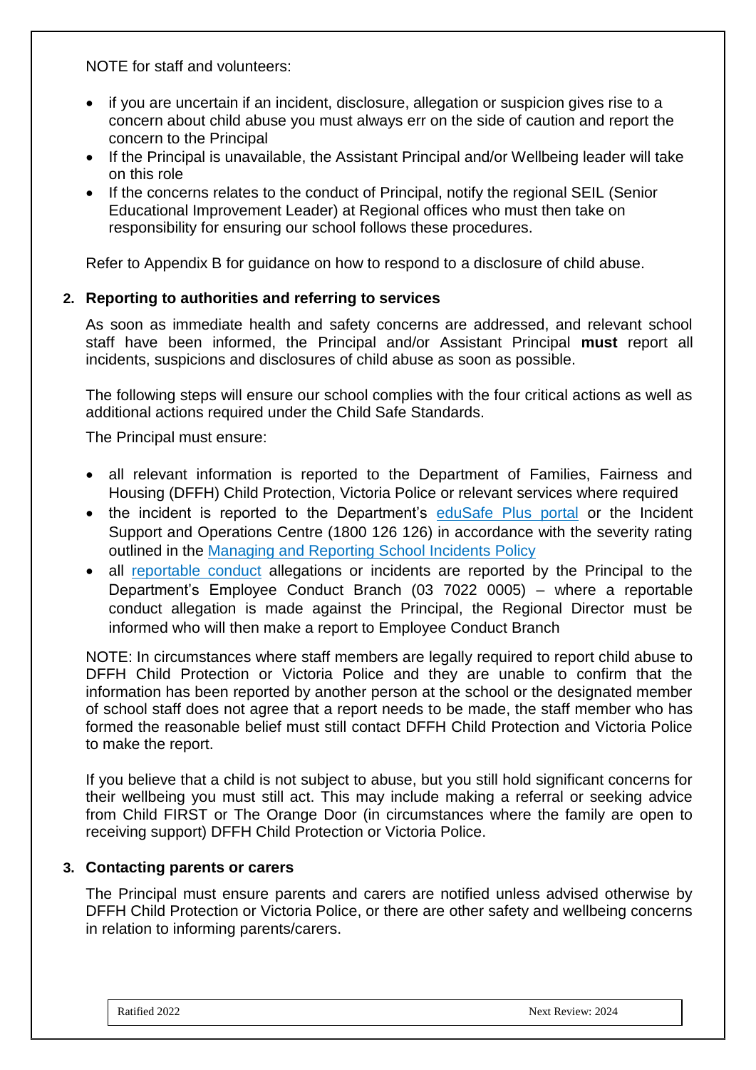NOTE for staff and volunteers:

- if you are uncertain if an incident, disclosure, allegation or suspicion gives rise to a concern about child abuse you must always err on the side of caution and report the concern to the Principal
- If the Principal is unavailable, the Assistant Principal and/or Wellbeing leader will take on this role
- If the concerns relates to the conduct of Principal, notify the regional SEIL (Senior Educational Improvement Leader) at Regional offices who must then take on responsibility for ensuring our school follows these procedures.

Refer to Appendix B for guidance on how to respond to a disclosure of child abuse.

## 2. Reporting to authorities and referring to services

As soon as immediate health and safety concerns are addressed, and relevant school staff have been informed, the Principal and/or Assistant Principal **must** report all incidents, suspicions and disclosures of child abuse as soon as possible.

The following steps will ensure our school complies with the four critical actions as well as additional actions required under the Child Safe Standards.

The Principal must ensure:

- all relevant information is reported to the Department of Families, Fairness and Housing (DFFH) Child Protection, Victoria Police or relevant services where required
- the incident is reported to the Department's eduSafe Plus portal or the Incident Support and Operations Centre (1800 126 126) in accordance with the severity rating outlined in the Managing and Reporting School Incidents Policy
- all reportable conduct allegations or incidents are reported by the Principal to the Department's Employee Conduct Branch (03 7022 0005) – where a reportable conduct allegation is made against the Principal, the Regional Director must be informed who will then make a report to Employee Conduct Branch

NOTE: In circumstances where staff members are legally required to report child abuse to DFFH Child Protection or Victoria Police and they are unable to confirm that the information has been reported by another person at the school or the designated member of school staff does not agree that a report needs to be made, the staff member who has formed the reasonable belief must still contact DFFH Child Protection and Victoria Police to make the report.

If you believe that a child is not subject to abuse, but you still hold significant concerns for their wellbeing you must still act. This may include making a referral or seeking advice from Child FIRST or The Orange Door (in circumstances where the family are open to receiving support) DFFH Child Protection or Victoria Police.

## 3. Contacting parents or carers

The Principal must ensure parents and carers are notified unless advised otherwise by DFFH Child Protection or Victoria Police, or there are other safety and wellbeing concerns in relation to informing parents/carers.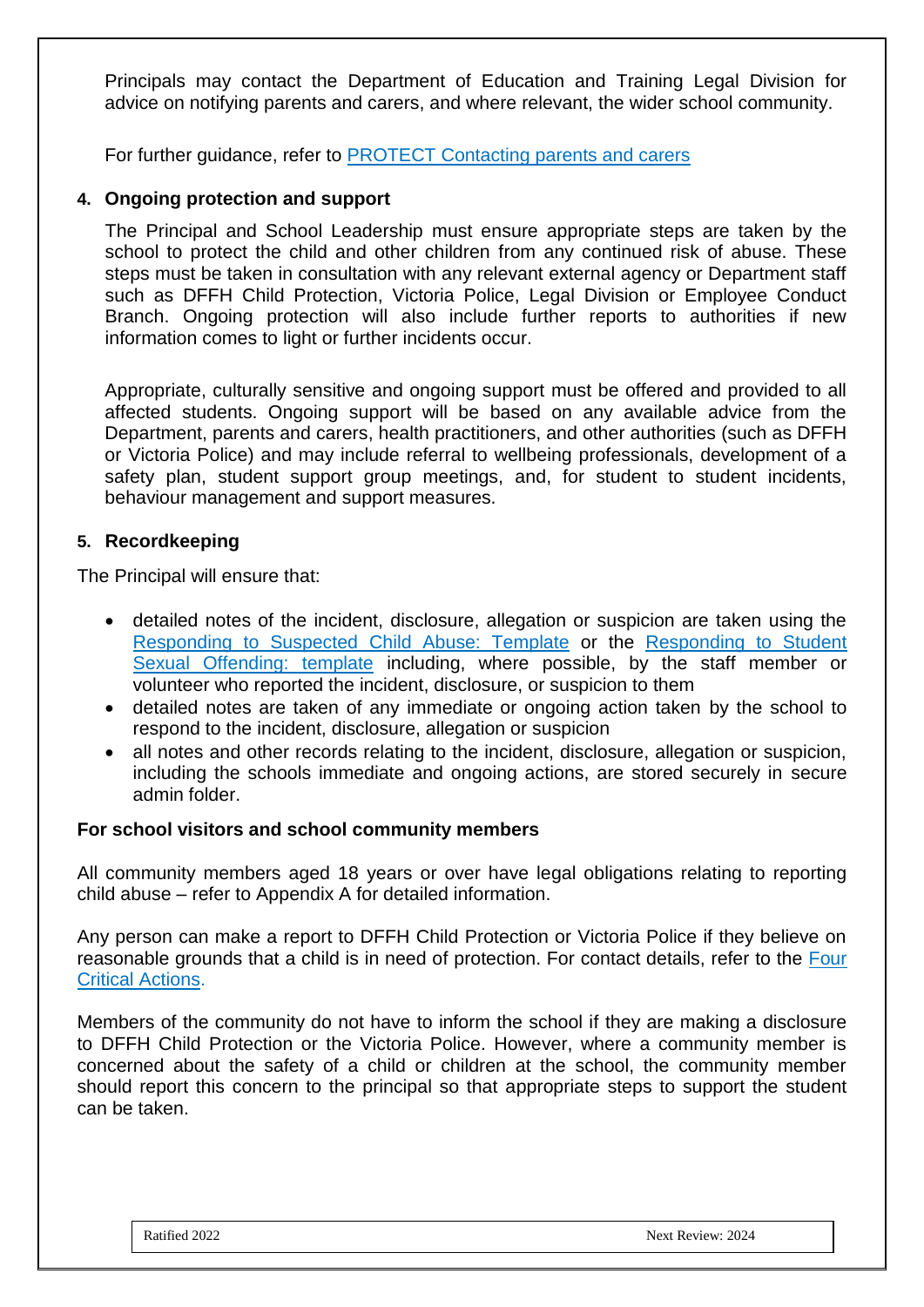Principals may contact the Department of Education and Training Legal Division for advice on notifying parents and carers, and where relevant, the wider school community.

For further guidance, refer to PROTECT Contacting parents and carers

**4. Ongoing protection and support**

The Principal and School Leadership must ensure appropriate steps are taken by the school to protect the child and other children from any continued risk of abuse. These steps must be taken in consultation with any relevant external agency or Department staff such as DFFH Child Protection, Victoria Police, Legal Division or Employee Conduct Branch. Ongoing protection will also include further reports to authorities if new information comes to light or further incidents occur.

Appropriate, culturally sensitive and ongoing support must be offered and provided to all affected students. Ongoing support will be based on any available advice from the Department, parents and carers, health practitioners, and other authorities (such as DFFH or Victoria Police) and may include referral to wellbeing professionals, development of a safety plan, student support group meetings, and, for student to student incidents, behaviour management and support measures.

**5. Recordkeeping**

The Principal will ensure that:

- detailed notes of the incident, disclosure, allegation or suspicion are taken using the Responding to Suspected Child Abuse: Template or the Responding to Student Sexual Offending: template including, where possible, by the staff member or volunteer who reported the incident, disclosure, or suspicion to them
- detailed notes are taken of any immediate or ongoing action taken by the school to respond to the incident, disclosure, allegation or suspicion
- all notes and other records relating to the incident, disclosure, allegation or suspicion, including the schools immediate and ongoing actions, are stored securely in secure admin folder.

**For school visitors and school community members**

All community members aged 18 years or over have legal obligations relating to reporting child abuse – refer to Appendix A for detailed information.

Any person can make a report to DFFH Child Protection or Victoria Police if they believe on reasonable grounds that a child is in need of protection. For contact details, refer to the Four Critical Actions.

Members of the community do not have to inform the school if they are making a disclosure to DFFH Child Protection or the Victoria Police. However, where a community member is concerned about the safety of a child or children at the school, the community member should report this concern to the principal so that appropriate steps to support the student can be taken.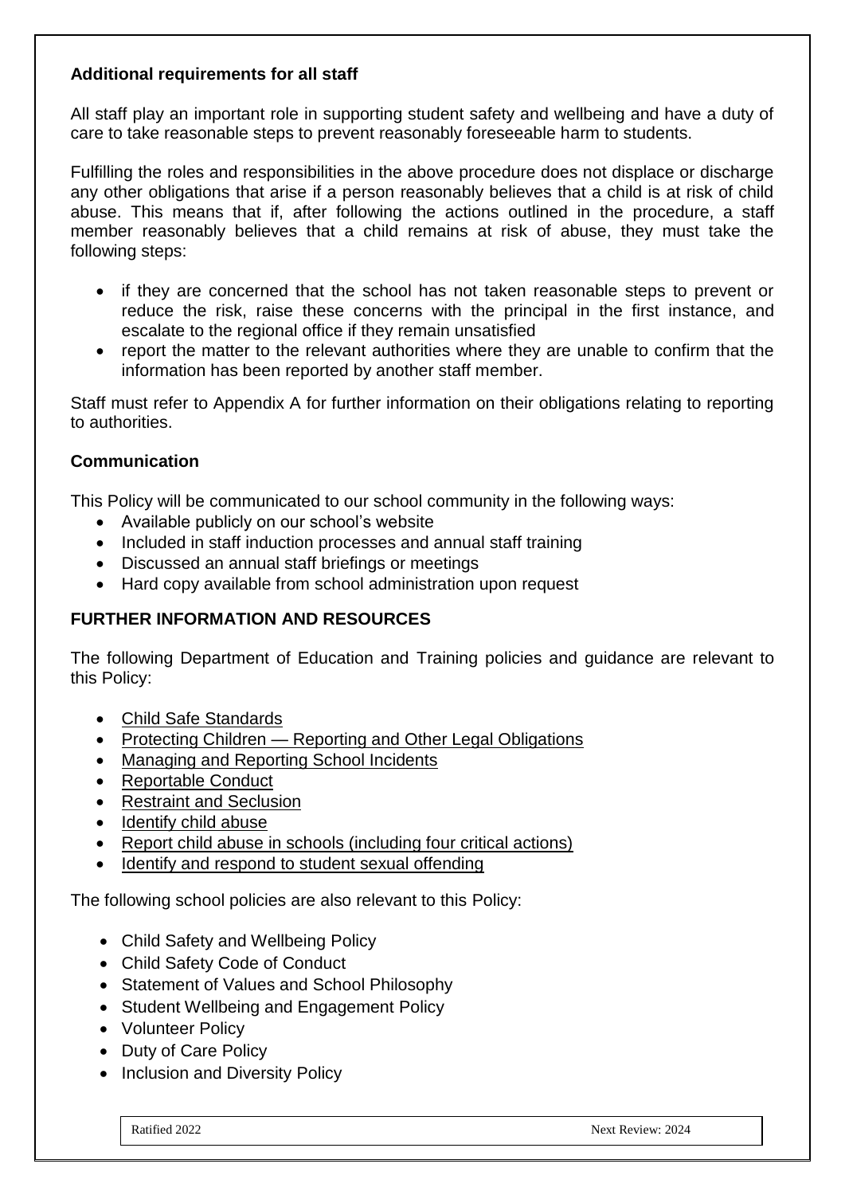**Additional requirements for all staff**

All staff play an important role in supporting student safety and wellbeing and have a duty of care to take reasonable steps to prevent reasonably foreseeable harm to students.

Fulfilling the roles and responsibilities in the above procedure does not displace or discharge any other obligations that arise if a person reasonably believes that a child is at risk of child abuse. This means that if, after following the actions outlined in the procedure, a staff member reasonably believes that a child remains at risk of abuse, they must take the following steps:

- if they are concerned that the school has not taken reasonable steps to prevent or reduce the risk, raise these concerns with the principal in the first instance, and escalate to the regional office if they remain unsatisfied
- report the matter to the relevant authorities where they are unable to confirm that the information has been reported by another staff member.

Staff must refer to Appendix A for further information on their obligations relating to reporting to authorities.

**Communication**

This Policy will be communicated to our school community in the following ways:

- Available publicly on our school's website
- Included in staff induction processes and annual staff training
- Discussed an annual staff briefings or meetings
- Hard copy available from school administration upon request

**FURTHER INFORMATION AND RESOURCES**

The following Department of Education and Training policies and guidance are relevant to this Policy:

- Child Safe Standards
- Protecting Children — Reporting and Other Legal Obligations
- Managing and Reporting School Incidents
- Reportable Conduct
- Restraint and Seclusion
- Identify child abuse
- Report child abuse in schools (including four critical actions)
- Identify and respond to student sexual offending

The following school policies are also relevant to this Policy:

- Child Safety and Wellbeing Policy
- Child Safety Code of Conduct
- Statement of Values and School Philosophy
- Student Wellbeing and Engagement Policy
- Volunteer Policy
- Duty of Care Policy
- Inclusion and Diversity Policy

Ratified 2022 Next Review: 2024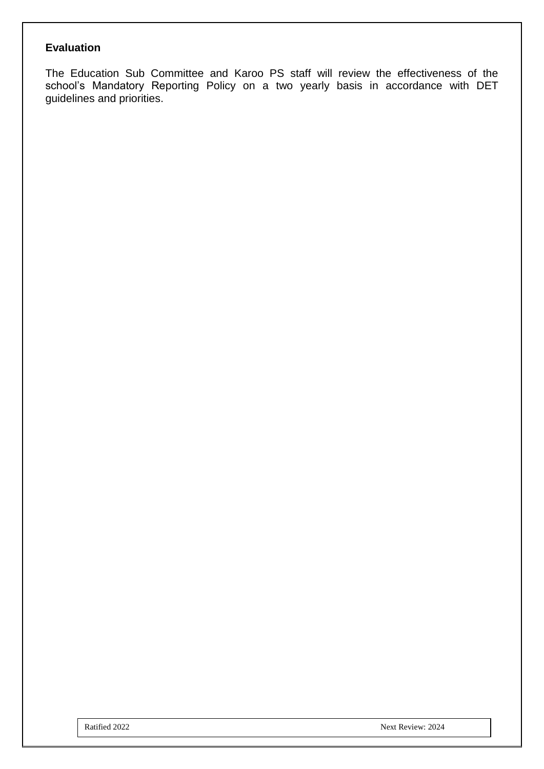**Evaluation**

The Education Sub Committee and Karoo PS staff will review the effectiveness of the school's Mandatory Reporting Policy on a two yearly basis in accordance with DET guidelines and priorities.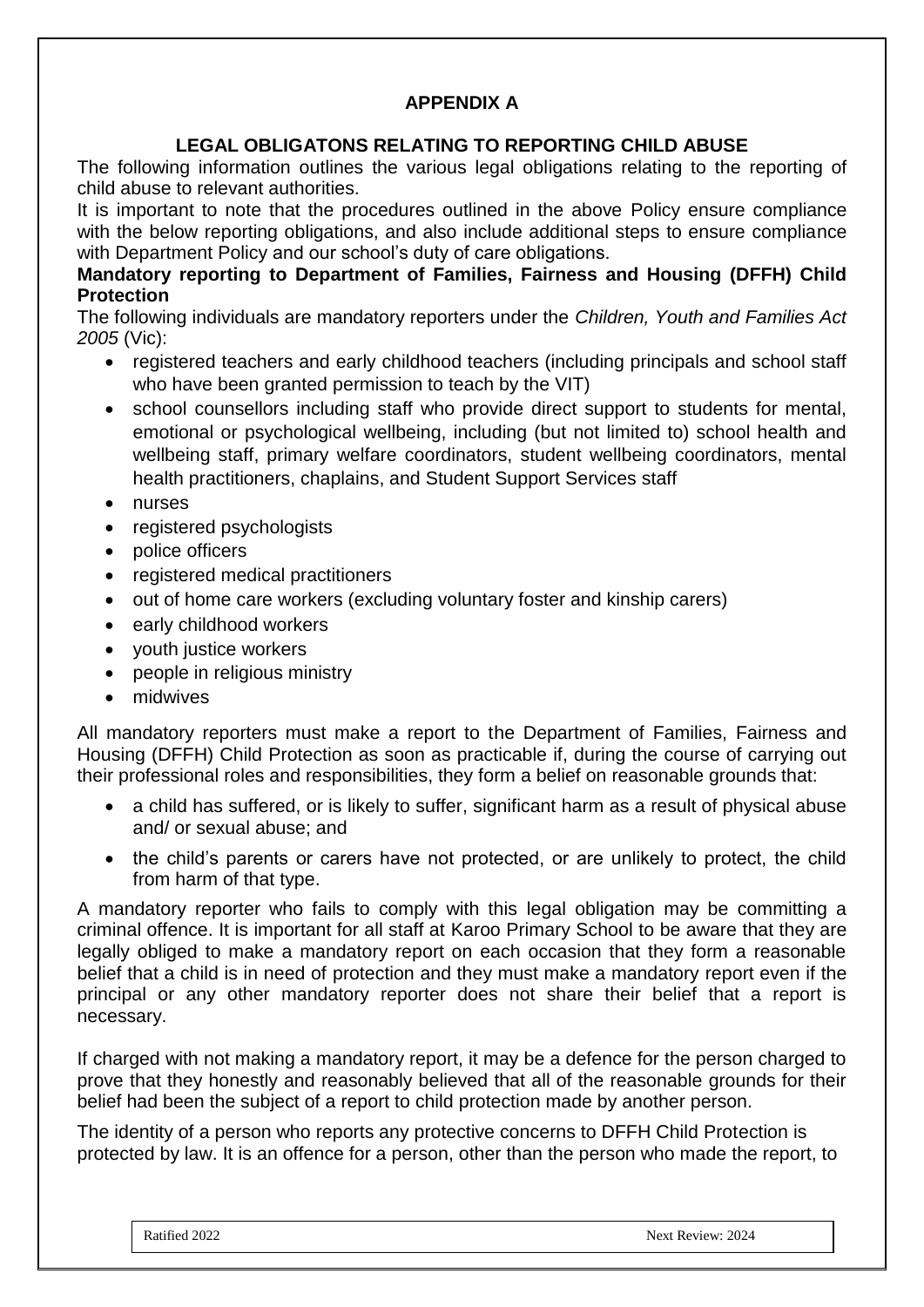## APPENDIX A

### LEGAL OBLIGATONS RELATING TO REPORTING CHILD ABUSE

The following information outlines the various legal obligations relating to the reporting of child abuse to relevant authorities.

It is important to note that the procedures outlined in the above Policy ensure compliance with the below reporting obligations, and also include additional steps to ensure compliance with Department Policy and our school's duty of care obligations.

**Mandatory reporting to Department of Families, Fairness and Housing (DFFH) Child Protection**

The following individuals are mandatory reporters under the *Children, Youth and Families Act 2005* (Vic):

- registered teachers and early childhood teachers (including principals and school staff who have been granted permission to teach by the VIT)
- school counsellors including staff who provide direct support to students for mental, emotional or psychological wellbeing, including (but not limited to) school health and wellbeing staff, primary welfare coordinators, student wellbeing coordinators, mental health practitioners, chaplains, and Student Support Services staff
- nurses
- registered psychologists
- police officers
- registered medical practitioners
- out of home care workers (excluding voluntary foster and kinship carers)
- early childhood workers
- youth justice workers
- people in religious ministry
- midwives

All mandatory reporters must make a report to the Department of Families, Fairness and Housing (DFFH) Child Protection as soon as practicable if, during the course of carrying out their professional roles and responsibilities, they form a belief on reasonable grounds that:

- a child has suffered, or is likely to suffer, significant harm as a result of physical abuse and/ or sexual abuse; and
- the child's parents or carers have not protected, or are unlikely to protect, the child from harm of that type.

A mandatory reporter who fails to comply with this legal obligation may be committing a criminal offence. It is important for all staff at Karoo Primary School to be aware that they are legally obliged to make a mandatory report on each occasion that they form a reasonable belief that a child is in need of protection and they must make a mandatory report even if the principal or any other mandatory reporter does not share their belief that a report is necessary.

If charged with not making a mandatory report, it may be a defence for the person charged to prove that they honestly and reasonably believed that all of the reasonable grounds for their belief had been the subject of a report to child protection made by another person.

The identity of a person who reports any protective concerns to DFFH Child Protection is protected by law. It is an offence for a person, other than the person who made the report, to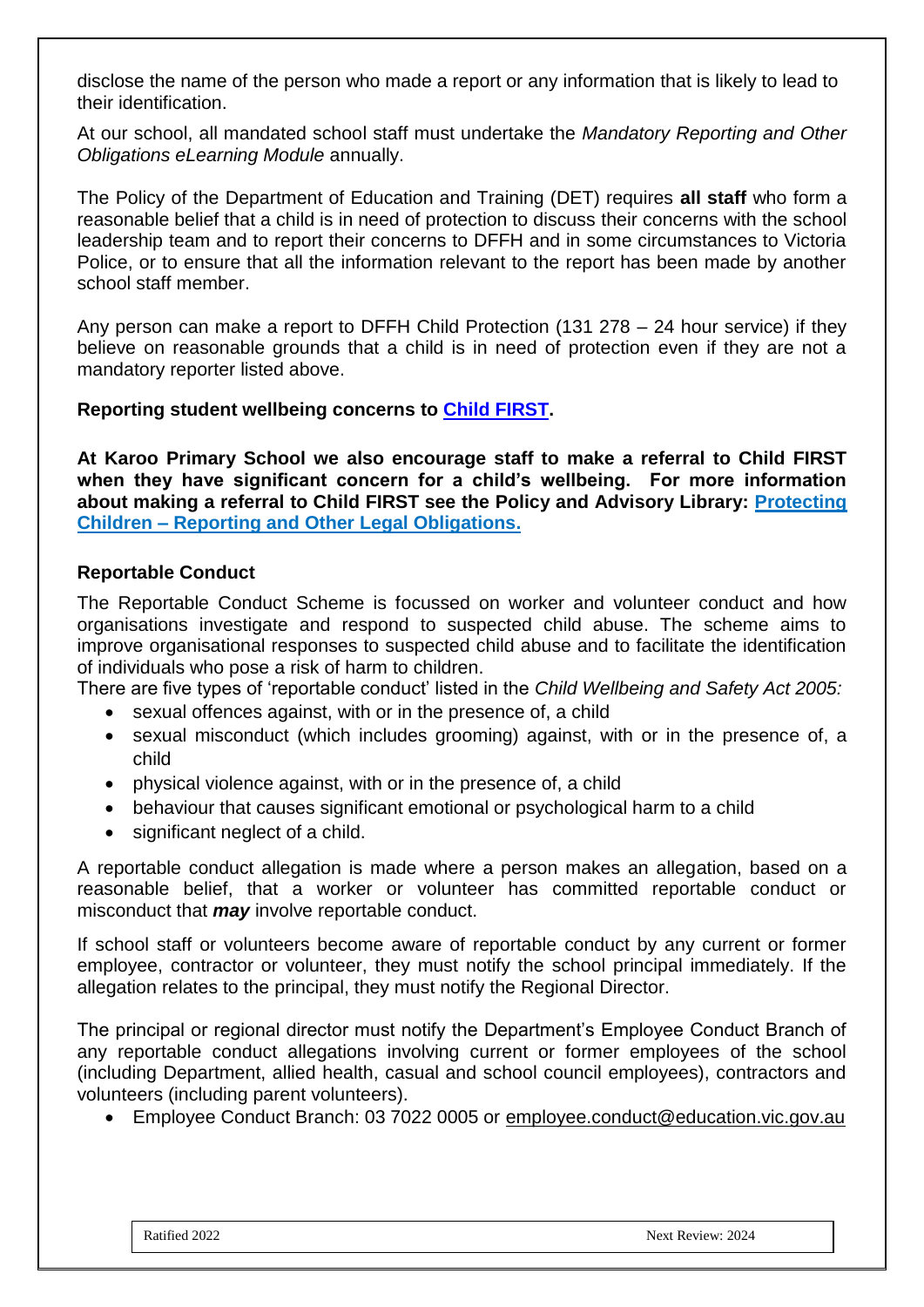disclose the name of the person who made a report or any information that is likely to lead to their identification.

At our school, all mandated school staff must undertake the *Mandatory Reporting and Other Obligations eLearning Module* annually.

The Policy of the Department of Education and Training (DET) requires **all staff** who form a reasonable belief that a child is in need of protection to discuss their concerns with the school leadership team and to report their concerns to DFFH and in some circumstances to Victoria Police, or to ensure that all the information relevant to the report has been made by another school staff member.

Any person can make a report to DFFH Child Protection (131 278 – 24 hour service) if they believe on reasonable grounds that a child is in need of protection even if they are not a mandatory reporter listed above.

**Reporting student wellbeing concerns to Child FIRST.**

**At Karoo Primary School we also encourage staff to make a referral to Child FIRST when they have significant concern for a child's wellbeing. For more information about making a referral to Child FIRST see the Policy and Advisory Library: Protecting Children – Reporting and Other Legal Obligations.**

### Reportable Conduct

The Reportable Conduct Scheme is focussed on worker and volunteer conduct and how organisations investigate and respond to suspected child abuse. The scheme aims to improve organisational responses to suspected child abuse and to facilitate the identification of individuals who pose a risk of harm to children.

There are five types of 'reportable conduct' listed in the *Child Wellbeing and Safety Act 2005:*

- sexual offences against, with or in the presence of, a child
- sexual misconduct (which includes grooming) against, with or in the presence of, a child
- physical violence against, with or in the presence of, a child
- behaviour that causes significant emotional or psychological harm to a child
- significant neglect of a child.

A reportable conduct allegation is made where a person makes an allegation, based on a reasonable belief, that a worker or volunteer has committed reportable conduct or misconduct that ***may*** involve reportable conduct.

If school staff or volunteers become aware of reportable conduct by any current or former employee, contractor or volunteer, they must notify the school principal immediately. If the allegation relates to the principal, they must notify the Regional Director.

The principal or regional director must notify the Department's Employee Conduct Branch of any reportable conduct allegations involving current or former employees of the school (including Department, allied health, casual and school council employees), contractors and volunteers (including parent volunteers).

- Employee Conduct Branch: 03 7022 0005 or employee.conduct@education.vic.gov.au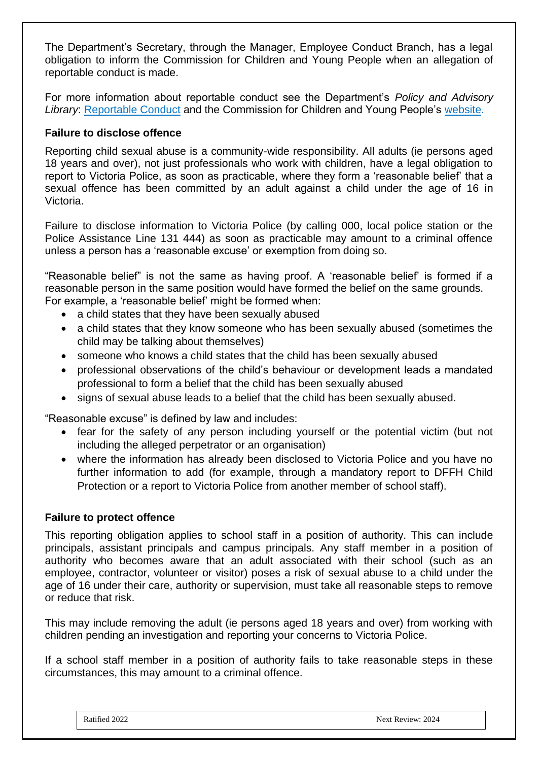The Department's Secretary, through the Manager, Employee Conduct Branch, has a legal obligation to inform the Commission for Children and Young People when an allegation of reportable conduct is made.

For more information about reportable conduct see the Department's *Policy and Advisory Library*: Reportable Conduct and the Commission for Children and Young People's website.

**Failure to disclose offence**

Reporting child sexual abuse is a community-wide responsibility. All adults (ie persons aged 18 years and over), not just professionals who work with children, have a legal obligation to report to Victoria Police, as soon as practicable, where they form a 'reasonable belief' that a sexual offence has been committed by an adult against a child under the age of 16 in Victoria.

Failure to disclose information to Victoria Police (by calling 000, local police station or the Police Assistance Line 131 444) as soon as practicable may amount to a criminal offence unless a person has a 'reasonable excuse' or exemption from doing so.

"Reasonable belief" is not the same as having proof. A 'reasonable belief' is formed if a reasonable person in the same position would have formed the belief on the same grounds. For example, a 'reasonable belief' might be formed when:

- a child states that they have been sexually abused
- a child states that they know someone who has been sexually abused (sometimes the child may be talking about themselves)
- someone who knows a child states that the child has been sexually abused
- professional observations of the child's behaviour or development leads a mandated professional to form a belief that the child has been sexually abused
- signs of sexual abuse leads to a belief that the child has been sexually abused.

"Reasonable excuse" is defined by law and includes:

- fear for the safety of any person including yourself or the potential victim (but not including the alleged perpetrator or an organisation)
- where the information has already been disclosed to Victoria Police and you have no further information to add (for example, through a mandatory report to DFFH Child Protection or a report to Victoria Police from another member of school staff).

**Failure to protect offence**

This reporting obligation applies to school staff in a position of authority. This can include principals, assistant principals and campus principals. Any staff member in a position of authority who becomes aware that an adult associated with their school (such as an employee, contractor, volunteer or visitor) poses a risk of sexual abuse to a child under the age of 16 under their care, authority or supervision, must take all reasonable steps to remove or reduce that risk.

This may include removing the adult (ie persons aged 18 years and over) from working with children pending an investigation and reporting your concerns to Victoria Police.

If a school staff member in a position of authority fails to take reasonable steps in these circumstances, this may amount to a criminal offence.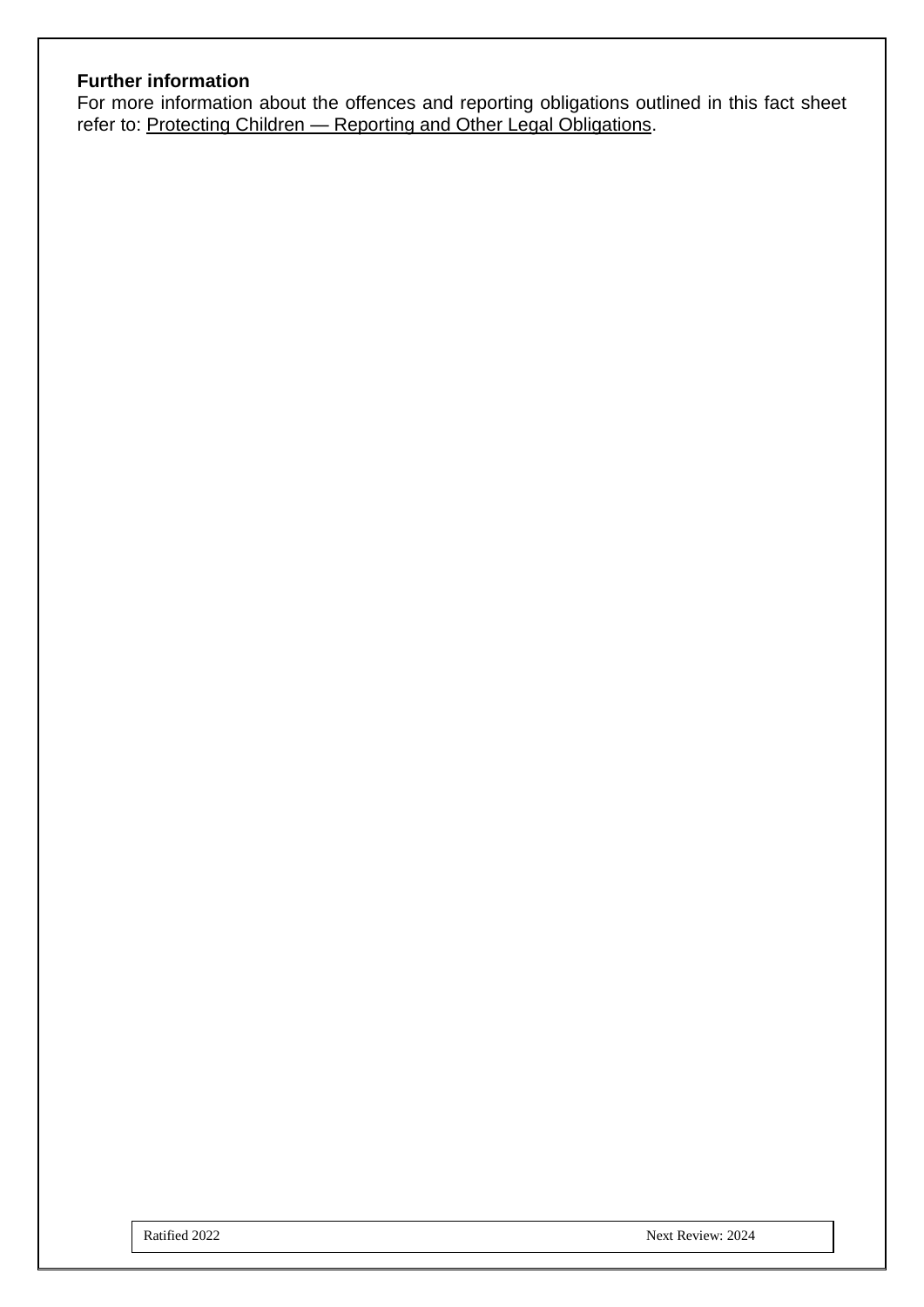**Further information**

For more information about the offences and reporting obligations outlined in this fact sheet refer to: Protecting Children — Reporting and Other Legal Obligations.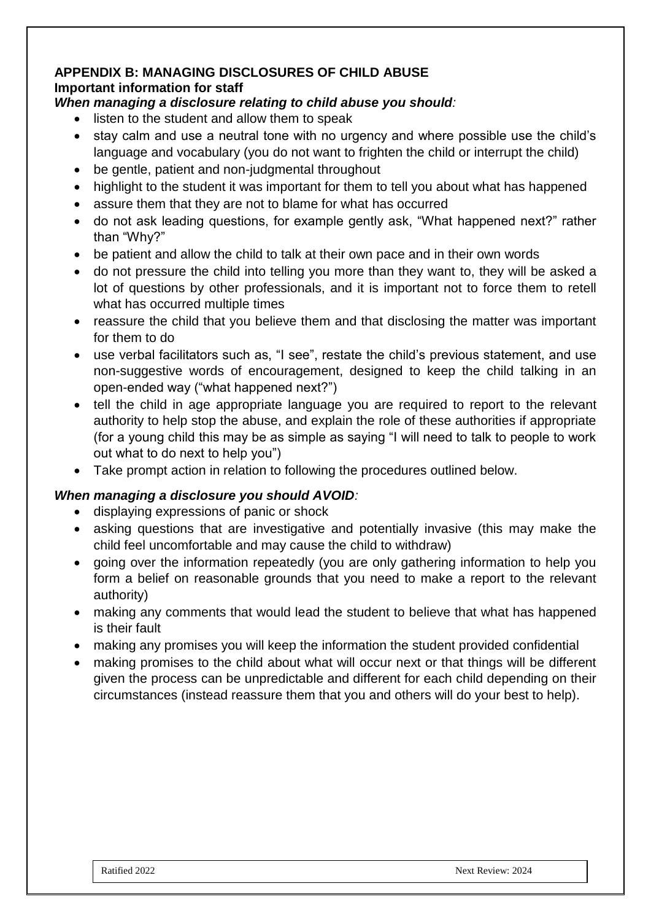## APPENDIX B: MANAGING DISCLOSURES OF CHILD ABUSE

### Important information for staff

***When managing a disclosure relating to child abuse you should:***

- listen to the student and allow them to speak
- stay calm and use a neutral tone with no urgency and where possible use the child's language and vocabulary (you do not want to frighten the child or interrupt the child)
- be gentle, patient and non-judgmental throughout
- highlight to the student it was important for them to tell you about what has happened
- assure them that they are not to blame for what has occurred
- do not ask leading questions, for example gently ask, "What happened next?" rather than "Why?"
- be patient and allow the child to talk at their own pace and in their own words
- do not pressure the child into telling you more than they want to, they will be asked a lot of questions by other professionals, and it is important not to force them to retell what has occurred multiple times
- reassure the child that you believe them and that disclosing the matter was important for them to do
- use verbal facilitators such as, "I see", restate the child's previous statement, and use non-suggestive words of encouragement, designed to keep the child talking in an open-ended way ("what happened next?")
- tell the child in age appropriate language you are required to report to the relevant authority to help stop the abuse, and explain the role of these authorities if appropriate (for a young child this may be as simple as saying "I will need to talk to people to work out what to do next to help you")
- Take prompt action in relation to following the procedures outlined below.

***When managing a disclosure you should AVOID:***

- displaying expressions of panic or shock
- asking questions that are investigative and potentially invasive (this may make the child feel uncomfortable and may cause the child to withdraw)
- going over the information repeatedly (you are only gathering information to help you form a belief on reasonable grounds that you need to make a report to the relevant authority)
- making any comments that would lead the student to believe that what has happened is their fault
- making any promises you will keep the information the student provided confidential
- making promises to the child about what will occur next or that things will be different given the process can be unpredictable and different for each child depending on their circumstances (instead reassure them that you and others will do your best to help).